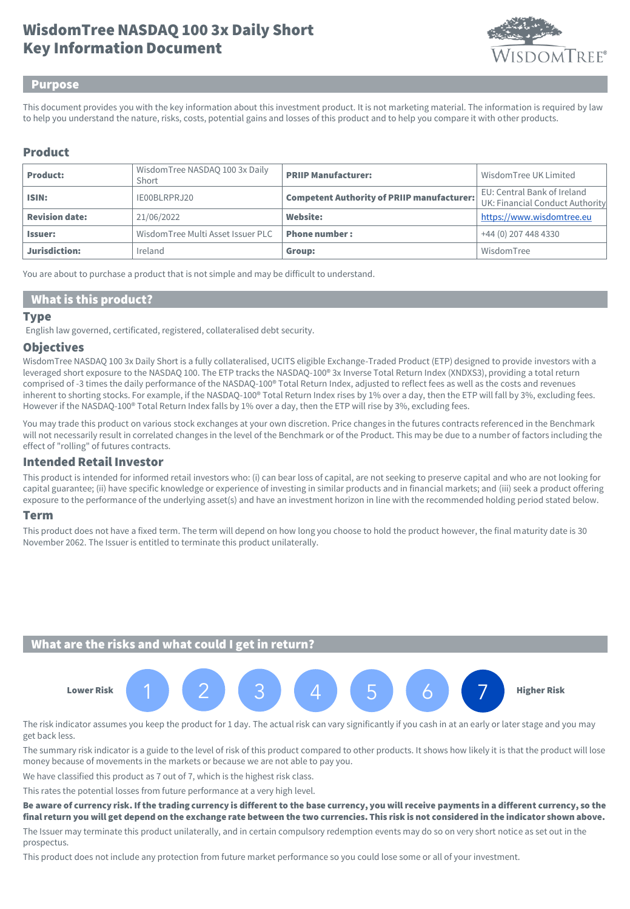# WisdomTree NASDAQ 100 3x Daily Short Key Information Document

## Purpose

This document provides you with the key information about this investment product. It is not marketing material. The information is required by law to help you understand the nature, risks, costs, potential gains and losses of this product and to help you compare it with other products.

## Product

| **Product:** | WisdomTree NASDAQ 100 3x Daily Short | **PRIIP Manufacturer:** | WisdomTree UK Limited |
|---|---|---|---|
| **ISIN:** | IE00BLRPRJ20 | **Competent Authority of PRIIP manufacturer:** | EU: Central Bank of Ireland UK: Financial Conduct Authority |
| **Revision date:** | 21/06/2022 | **Website:** | https://www.wisdomtree.eu |
| **Issuer:** | WisdomTree Multi Asset Issuer PLC | **Phone number :** | +44 (0) 207 448 4330 |
| **Jurisdiction:** | Ireland | **Group:** | WisdomTree |

You are about to purchase a product that is not simple and may be difficult to understand.

## What is this product?

### Type

English law governed, certificated, registered, collateralised debt security.

### Objectives

WisdomTree NASDAQ 100 3x Daily Short is a fully collateralised, UCITS eligible Exchange-Traded Product (ETP) designed to provide investors with a leveraged short exposure to the NASDAQ 100. The ETP tracks the NASDAQ-100® 3x Inverse Total Return Index (XNDXS3), providing a total return comprised of -3 times the daily performance of the NASDAQ-100® Total Return Index, adjusted to reflect fees as well as the costs and revenues inherent to shorting stocks. For example, if the NASDAQ-100® Total Return Index rises by 1% over a day, then the ETP will fall by 3%, excluding fees. However if the NASDAQ-100® Total Return Index falls by 1% over a day, then the ETP will rise by 3%, excluding fees.

You may trade this product on various stock exchanges at your own discretion. Price changes in the futures contracts referenced in the Benchmark will not necessarily result in correlated changes in the level of the Benchmark or of the Product. This may be due to a number of factors including the effect of "rolling" of futures contracts.

### Intended Retail Investor

This product is intended for informed retail investors who: (i) can bear loss of capital, are not seeking to preserve capital and who are not looking for capital guarantee; (ii) have specific knowledge or experience of investing in similar products and in financial markets; and (iii) seek a product offering exposure to the performance of the underlying asset(s) and have an investment horizon in line with the recommended holding period stated below.

### Term

This product does not have a fixed term. The term will depend on how long you choose to hold the product however, the final maturity date is 30 November 2062. The Issuer is entitled to terminate this product unilaterally.

## What are the risks and what could I get in return?

**Lower Risk** 1 2 3 4 5 6 **7** **Higher Risk**

The risk indicator assumes you keep the product for 1 day. The actual risk can vary significantly if you cash in at an early or later stage and you may get back less.

The summary risk indicator is a guide to the level of risk of this product compared to other products. It shows how likely it is that the product will lose money because of movements in the markets or because we are not able to pay you.

We have classified this product as 7 out of 7, which is the highest risk class.

This rates the potential losses from future performance at a very high level.

**Be aware of currency risk. If the trading currency is different to the base currency, you will receive payments in a different currency, so the final return you will get depend on the exchange rate between the two currencies. This risk is not considered in the indicator shown above.**

The Issuer may terminate this product unilaterally, and in certain compulsory redemption events may do so on very short notice as set out in the prospectus.

This product does not include any protection from future market performance so you could lose some or all of your investment.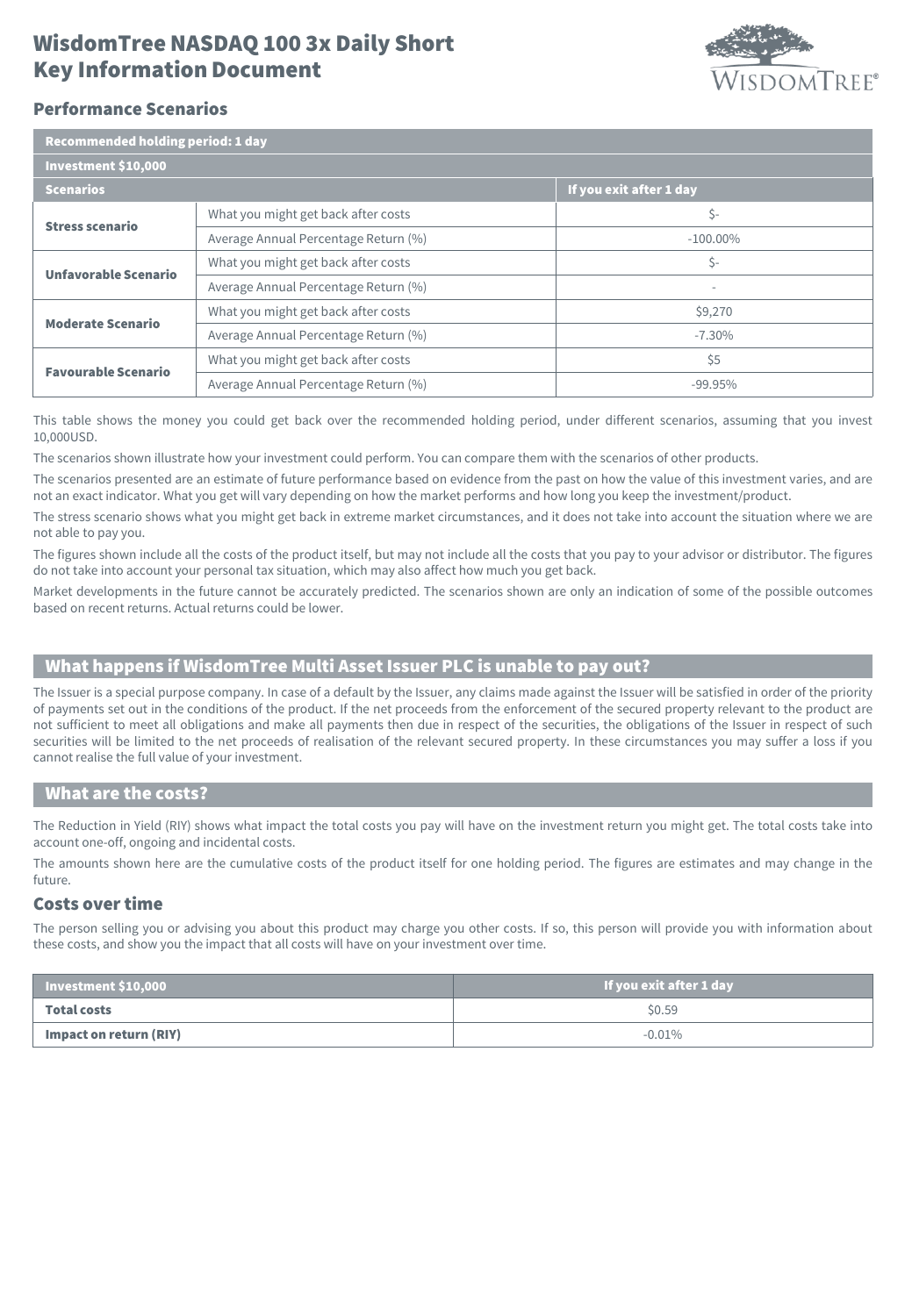# WisdomTree NASDAQ 100 3x Daily Short Key Information Document

## Performance Scenarios

| Recommended holding period: 1 day | | |
|---|---|---|
| Investment $10,000 | | |
| **Scenarios** | | **If you exit after 1 day** |
| **Stress scenario** | What you might get back after costs | $- |
| | Average Annual Percentage Return (%) | -100.00% |
| **Unfavorable Scenario** | What you might get back after costs | $- |
| | Average Annual Percentage Return (%) | - |
| **Moderate Scenario** | What you might get back after costs | $9,270 |
| | Average Annual Percentage Return (%) | -7.30% |
| **Favourable Scenario** | What you might get back after costs | $5 |
| | Average Annual Percentage Return (%) | -99.95% |

This table shows the money you could get back over the recommended holding period, under different scenarios, assuming that you invest 10,000USD.

The scenarios shown illustrate how your investment could perform. You can compare them with the scenarios of other products.

The scenarios presented are an estimate of future performance based on evidence from the past on how the value of this investment varies, and are not an exact indicator. What you get will vary depending on how the market performs and how long you keep the investment/product.

The stress scenario shows what you might get back in extreme market circumstances, and it does not take into account the situation where we are not able to pay you.

The figures shown include all the costs of the product itself, but may not include all the costs that you pay to your advisor or distributor. The figures do not take into account your personal tax situation, which may also affect how much you get back.

Market developments in the future cannot be accurately predicted. The scenarios shown are only an indication of some of the possible outcomes based on recent returns. Actual returns could be lower.

## What happens if WisdomTree Multi Asset Issuer PLC is unable to pay out?

The Issuer is a special purpose company. In case of a default by the Issuer, any claims made against the Issuer will be satisfied in order of the priority of payments set out in the conditions of the product. If the net proceeds from the enforcement of the secured property relevant to the product are not sufficient to meet all obligations and make all payments then due in respect of the securities, the obligations of the Issuer in respect of such securities will be limited to the net proceeds of realisation of the relevant secured property. In these circumstances you may suffer a loss if you cannot realise the full value of your investment.

## What are the costs?

The Reduction in Yield (RIY) shows what impact the total costs you pay will have on the investment return you might get. The total costs take into account one-off, ongoing and incidental costs.

The amounts shown here are the cumulative costs of the product itself for one holding period. The figures are estimates and may change in the future.

### Costs over time

The person selling you or advising you about this product may charge you other costs. If so, this person will provide you with information about these costs, and show you the impact that all costs will have on your investment over time.

| Investment $10,000 | If you exit after 1 day |
|---|---|
| **Total costs** | $0.59 |
| **Impact on return (RIY)** | -0.01% |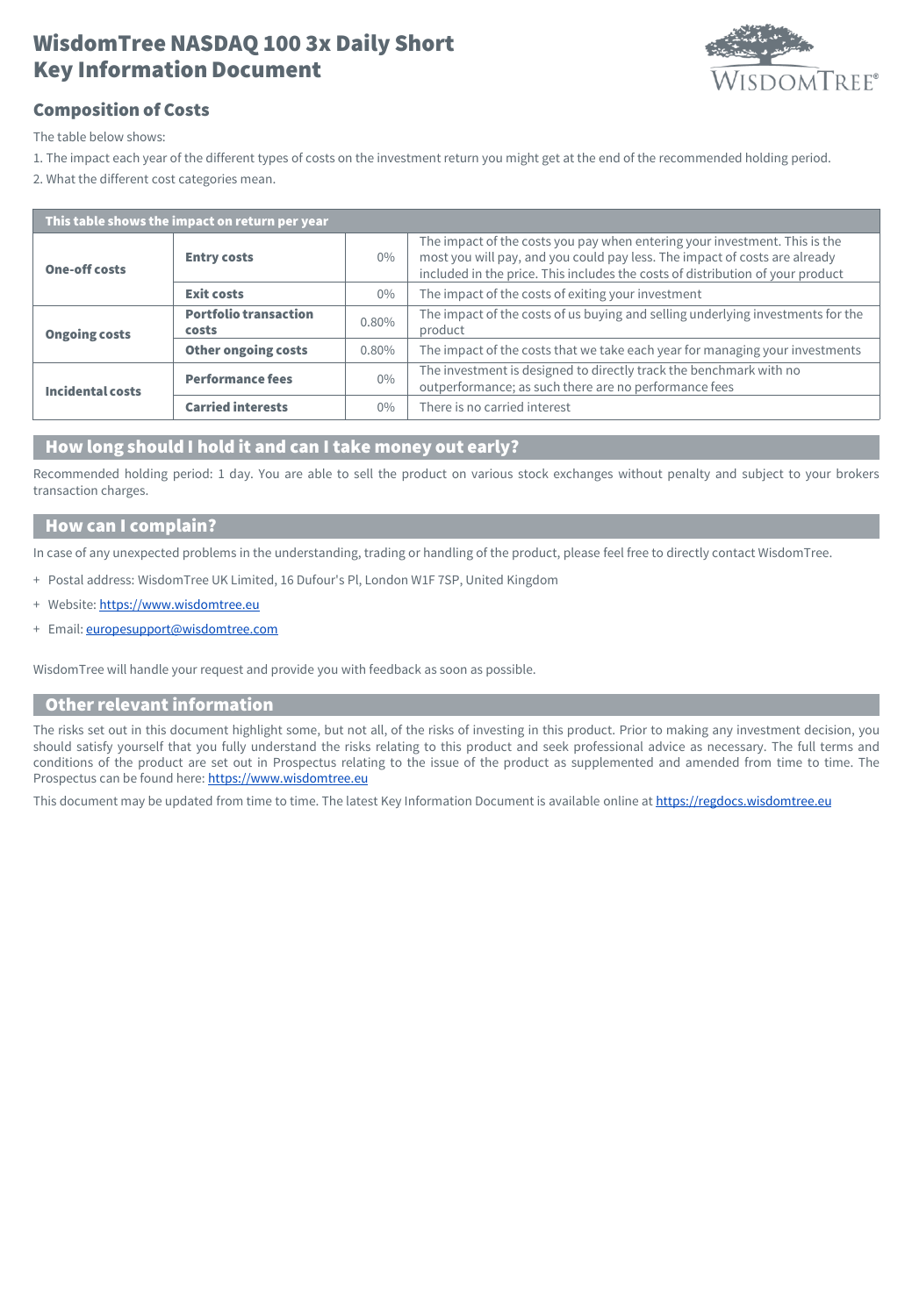# WisdomTree NASDAQ 100 3x Daily Short Key Information Document

## Composition of Costs

The table below shows:

1. The impact each year of the different types of costs on the investment return you might get at the end of the recommended holding period.
2. What the different cost categories mean.

| This table shows the impact on return per year | | | |
|---|---|---|---|
| **One-off costs** | **Entry costs** | 0% | The impact of the costs you pay when entering your investment. This is the most you will pay, and you could pay less. The impact of costs are already included in the price. This includes the costs of distribution of your product |
| | **Exit costs** | 0% | The impact of the costs of exiting your investment |
| **Ongoing costs** | **Portfolio transaction costs** | 0.80% | The impact of the costs of us buying and selling underlying investments for the product |
| | **Other ongoing costs** | 0.80% | The impact of the costs that we take each year for managing your investments |
| **Incidental costs** | **Performance fees** | 0% | The investment is designed to directly track the benchmark with no outperformance; as such there are no performance fees |
| | **Carried interests** | 0% | There is no carried interest |

## How long should I hold it and can I take money out early?

Recommended holding period: 1 day. You are able to sell the product on various stock exchanges without penalty and subject to your brokers transaction charges.

## How can I complain?

In case of any unexpected problems in the understanding, trading or handling of the product, please feel free to directly contact WisdomTree.

+ Postal address: WisdomTree UK Limited, 16 Dufour's Pl, London W1F 7SP, United Kingdom
+ Website: https://www.wisdomtree.eu
+ Email: europesupport@wisdomtree.com

WisdomTree will handle your request and provide you with feedback as soon as possible.

## Other relevant information

The risks set out in this document highlight some, but not all, of the risks of investing in this product. Prior to making any investment decision, you should satisfy yourself that you fully understand the risks relating to this product and seek professional advice as necessary. The full terms and conditions of the product are set out in Prospectus relating to the issue of the product as supplemented and amended from time to time. The Prospectus can be found here: https://www.wisdomtree.eu

This document may be updated from time to time. The latest Key Information Document is available online at https://regdocs.wisdomtree.eu